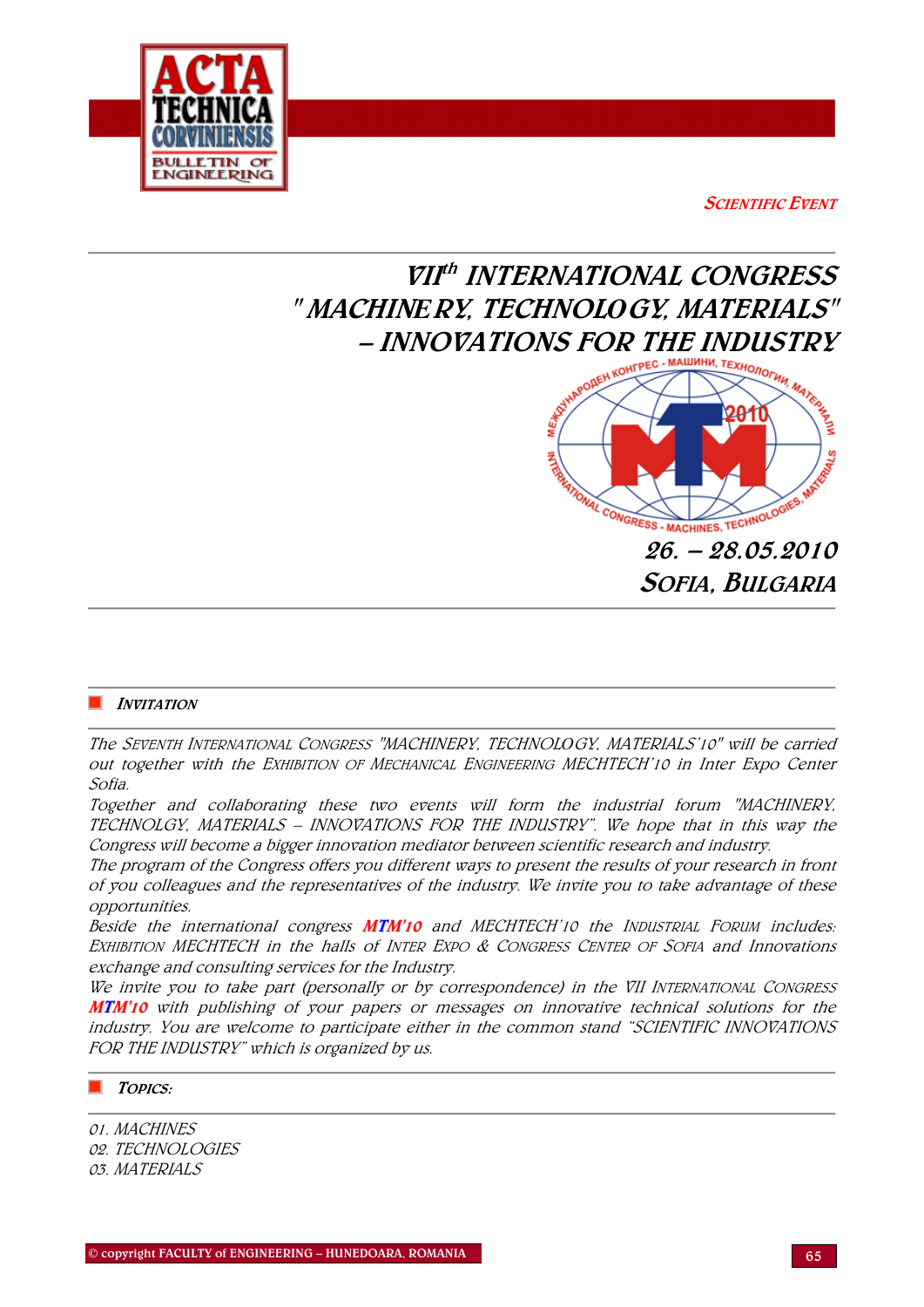SCIENTIFIC EVENT

# VII$^{th}$ INTERNATIONAL CONGRESS "MACHINERY, TECHNOLOGY, MATERIALS" – INNOVATIONS FOR THE INDUSTRY

**26. – 28.05.2010**
**SOFIA, BULGARIA**

## INVITATION

*The SEVENTH INTERNATIONAL CONGRESS "MACHINERY, TECHNOLOGY, MATERIALS'10" will be carried out together with the EXHIBITION OF MECHANICAL ENGINEERING MECHTECH'10 in Inter Expo Center Sofia.*

*Together and collaborating these two events will form the industrial forum "MACHINERY, TECHNOLGY, MATERIALS – INNOVATIONS FOR THE INDUSTRY". We hope that in this way the Congress will become a bigger innovation mediator between scientific research and industry.*

*The program of the Congress offers you different ways to present the results of your research in front of you colleagues and the representatives of the industry. We invite you to take advantage of these opportunities.*

*Beside the international congress **MTM'10** and MECHTECH'10 the INDUSTRIAL FORUM includes: EXHIBITION MECHTECH in the halls of INTER EXPO & CONGRESS CENTER OF SOFIA and Innovations exchange and consulting services for the Industry.*

*We invite you to take part (personally or by correspondence) in the VII INTERNATIONAL CONGRESS **MTM'10** with publishing of your papers or messages on innovative technical solutions for the industry. You are welcome to participate either in the common stand "SCIENTIFIC INNOVATIONS FOR THE INDUSTRY" which is organized by us.*

## TOPICS:

*01. MACHINES*
*02. TECHNOLOGIES*
*03. MATERIALS*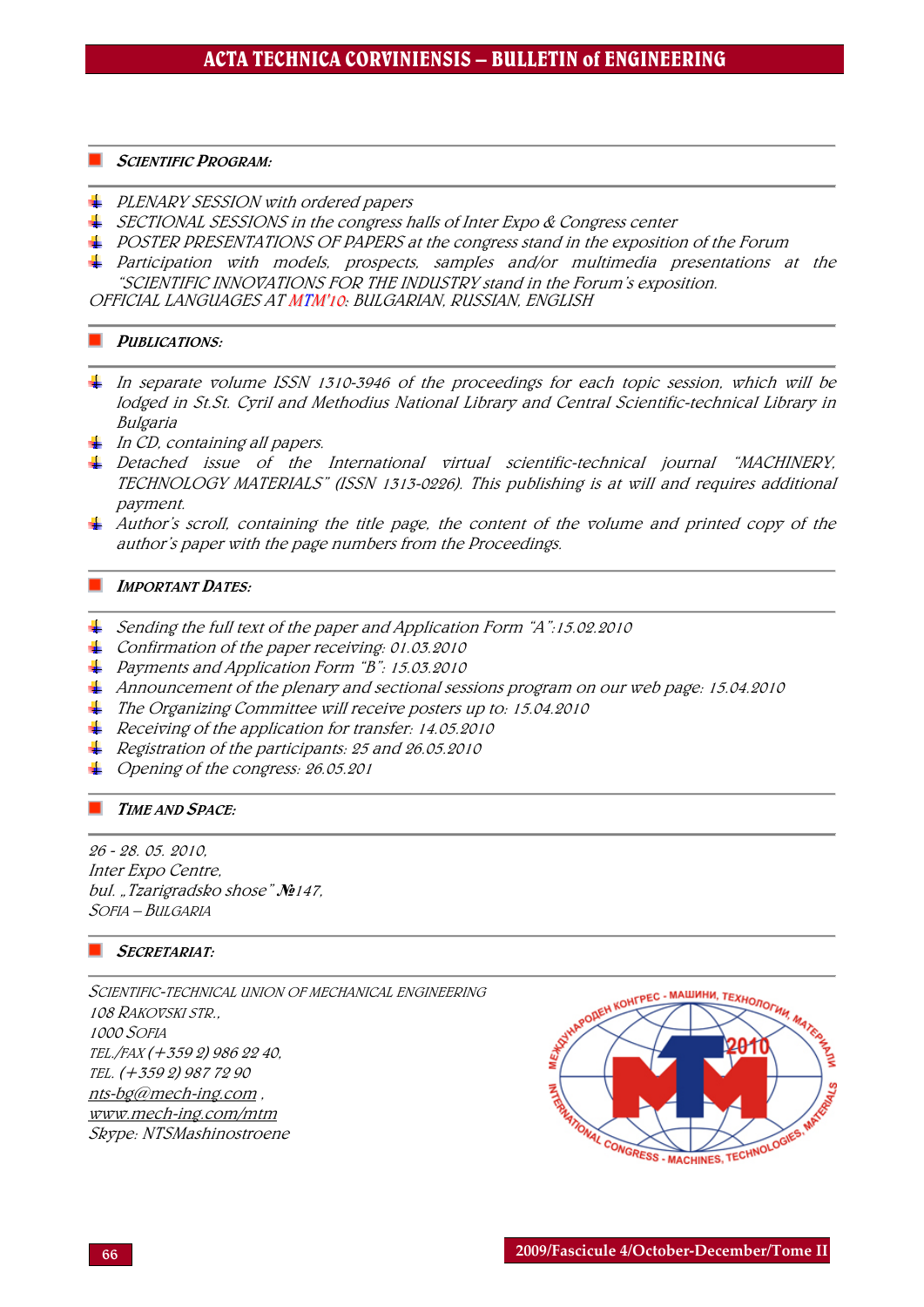## SCIENTIFIC PROGRAM:

- PLENARY SESSION with ordered papers
- SECTIONAL SESSIONS in the congress halls of Inter Expo & Congress center
- POSTER PRESENTATIONS OF PAPERS at the congress stand in the exposition of the Forum
- Participation with models, prospects, samples and/or multimedia presentations at the "SCIENTIFIC INNOVATIONS FOR THE INDUSTRY stand in the Forum's exposition.

OFFICIAL LANGUAGES AT MTM'10: BULGARIAN, RUSSIAN, ENGLISH

## PUBLICATIONS:

- In separate volume ISSN 1310-3946 of the proceedings for each topic session, which will be lodged in St.St. Cyril and Methodius National Library and Central Scientific-technical Library in Bulgaria
- In CD, containing all papers.
- Detached issue of the International virtual scientific-technical journal "MACHINERY, TECHNOLOGY MATERIALS" (ISSN 1313-0226). This publishing is at will and requires additional payment.
- Author's scroll, containing the title page, the content of the volume and printed copy of the author's paper with the page numbers from the Proceedings.

## IMPORTANT DATES:

- Sending the full text of the paper and Application Form "A":15.02.2010
- Confirmation of the paper receiving: 01.03.2010
- Payments and Application Form "B": 15.03.2010
- Announcement of the plenary and sectional sessions program on our web page: 15.04.2010
- The Organizing Committee will receive posters up to: 15.04.2010
- Receiving of the application for transfer: 14.05.2010
- Registration of the participants: 25 and 26.05.2010
- Opening of the congress: 26.05.201

## TIME AND SPACE:

26 - 28. 05. 2010,
Inter Expo Centre,
bul. „Tzarigradsko shose" №147,
SOFIA – BULGARIA

## SECRETARIAT:

SCIENTIFIC-TECHNICAL UNION OF MECHANICAL ENGINEERING
108 RAKOVSKI STR.,
1000 SOFIA
TEL./FAX (+359 2) 986 22 40,
TEL. (+359 2) 987 72 90
nts-bg@mech-ing.com ,
www.mech-ing.com/mtm
Skype: NTSMashinostroene

МЕЖДУНАРОДЕН КОНГРЕС - МАШИНИ, ТЕХНОЛОГИИ, МАТЕРИАЛИ
MTM 2010
INTERNATIONAL CONGRESS - MACHINES, TECHNOLOGIES, MATERIALS